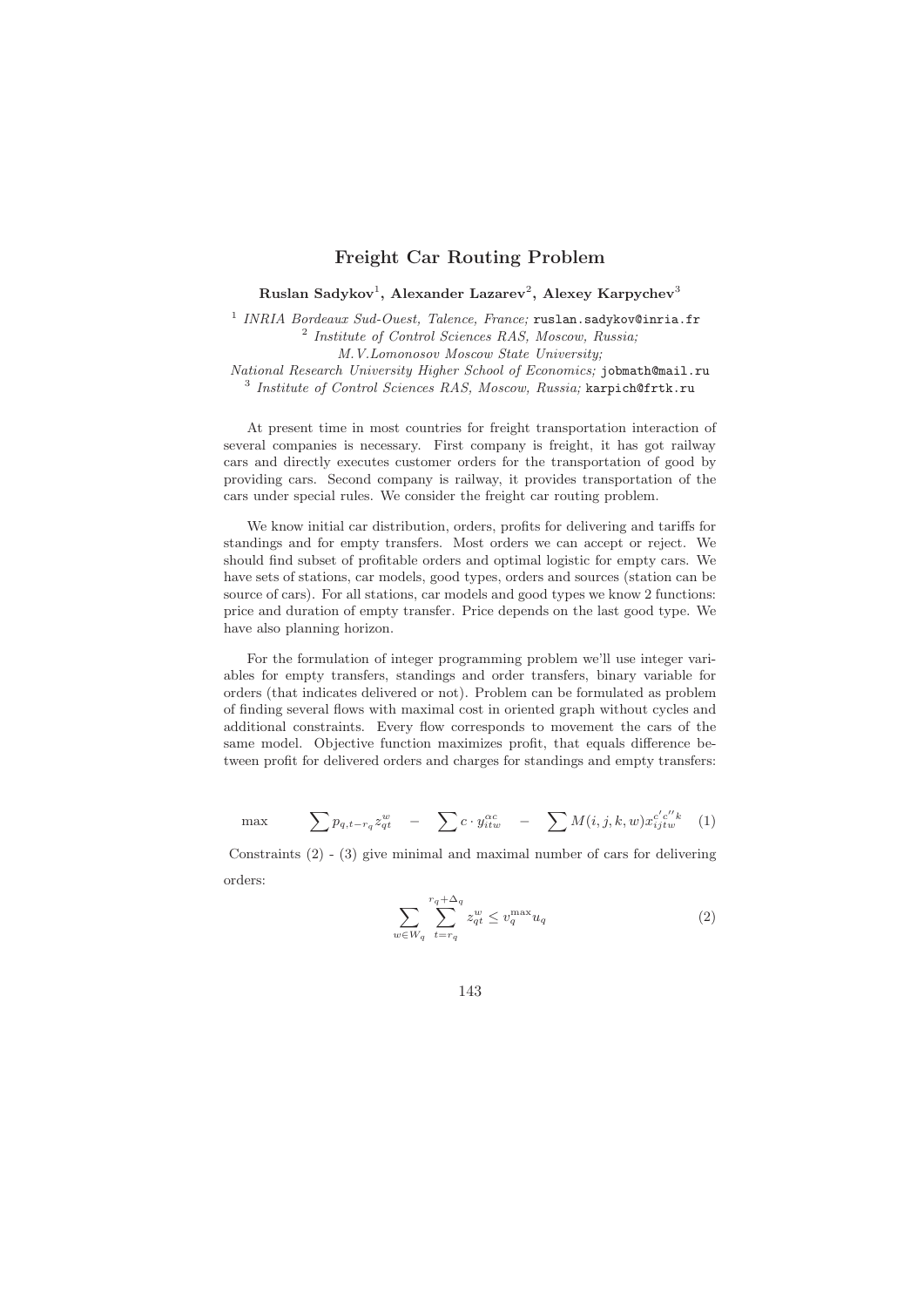# Freight Car Routing Problem

**Ruslan Sadykov**[1]**, Alexander Lazarev**[2]**, Alexey Karpychev**[3]

[1] *INRIA Bordeaux Sud-Ouest, Talence, France;* ruslan.sadykov@inria.fr
[2] *Institute of Control Sciences RAS, Moscow, Russia;*
*M.V.Lomonosov Moscow State University;*
*National Research University Higher School of Economics;* jobmath@mail.ru
[3] *Institute of Control Sciences RAS, Moscow, Russia;* karpich@frtk.ru

At present time in most countries for freight transportation interaction of several companies is necessary. First company is freight, it has got railway cars and directly executes customer orders for the transportation of good by providing cars. Second company is railway, it provides transportation of the cars under special rules. We consider the freight car routing problem.

We know initial car distribution, orders, profits for delivering and tariffs for standings and for empty transfers. Most orders we can accept or reject. We should find subset of profitable orders and optimal logistic for empty cars. We have sets of stations, car models, good types, orders and sources (station can be source of cars). For all stations, car models and good types we know 2 functions: price and duration of empty transfer. Price depends on the last good type. We have also planning horizon.

For the formulation of integer programming problem we'll use integer variables for empty transfers, standings and order transfers, binary variable for orders (that indicates delivered or not). Problem can be formulated as problem of finding several flows with maximal cost in oriented graph without cycles and additional constraints. Every flow corresponds to movement the cars of the same model. Objective function maximizes profit, that equals difference between profit for delivered orders and charges for standings and empty transfers:

$$\max \qquad \sum p_{q,t-r_q} z_{qt}^{w} \quad - \quad \sum c \cdot y_{itw}^{\alpha c} \quad - \quad \sum M(i,j,k,w) x_{ijtw}^{c'c''k} \quad (1)$$

Constraints (2) - (3) give minimal and maximal number of cars for delivering orders:

$$\sum_{w \in W_q} \sum_{t=r_q}^{r_q+\Delta_q} z_{qt}^{w} \leq v_q^{\max} u_q \qquad (2)$$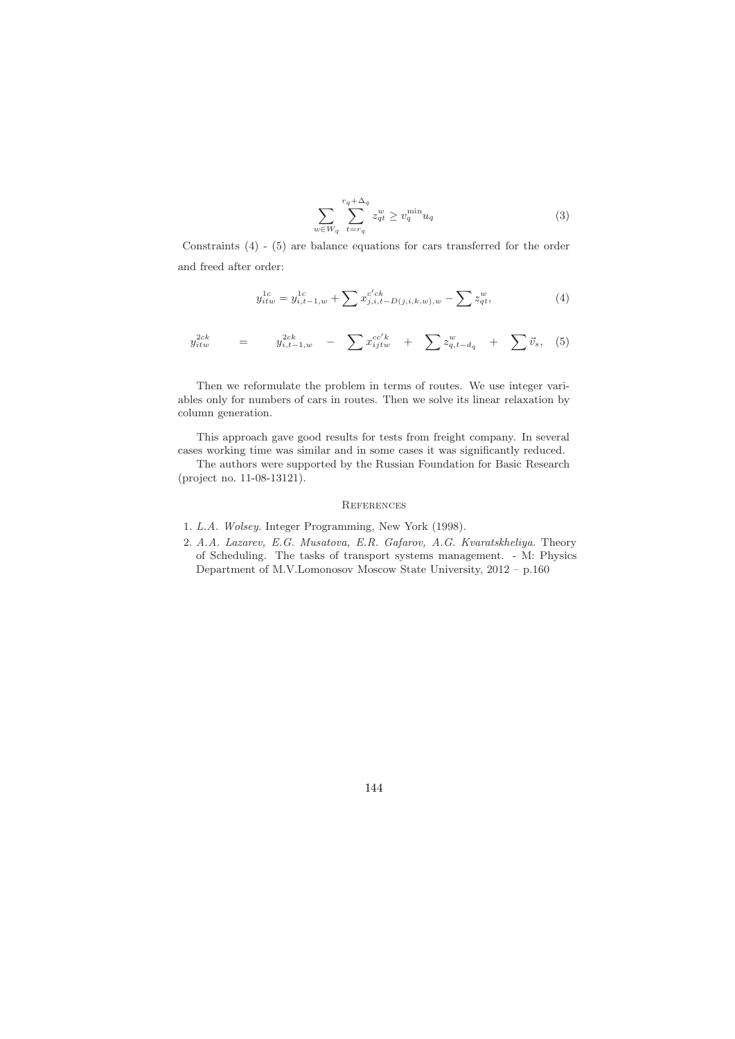$$\sum_{w \in W_q} \sum_{t=r_q}^{r_q+\Delta_q} z_{qt}^w \geq v_q^{\min} u_q \tag{3}$$

Constraints (4) - (5) are balance equations for cars transferred for the order and freed after order:

$$y_{itw}^{1c} = y_{i,t-1,w}^{1c} + \sum x_{j,i,t-D(j,i,k,w),w}^{c'ck} - \sum z_{qt}^w, \tag{4}$$

$$y_{itw}^{2ck} = y_{i,t-1,w}^{2ck} - \sum x_{ijtw}^{cc'k} + \sum z_{q,t-d_q}^w + \sum \vec{v}_s, \tag{5}$$

Then we reformulate the problem in terms of routes. We use integer variables only for numbers of cars in routes. Then we solve its linear relaxation by column generation.

This approach gave good results for tests from freight company. In several cases working time was similar and in some cases it was significantly reduced.

The authors were supported by the Russian Foundation for Basic Research (project no. 11-08-13121).

## References

1. *L.A. Wolsey.* Integer Programming, New York (1998).
2. *A.A. Lazarev, E.G. Musatova, E.R. Gafarov, A.G. Kvaratskheliya.* Theory of Scheduling. The tasks of transport systems management. - M: Physics Department of M.V.Lomonosov Moscow State University, 2012 – p.160